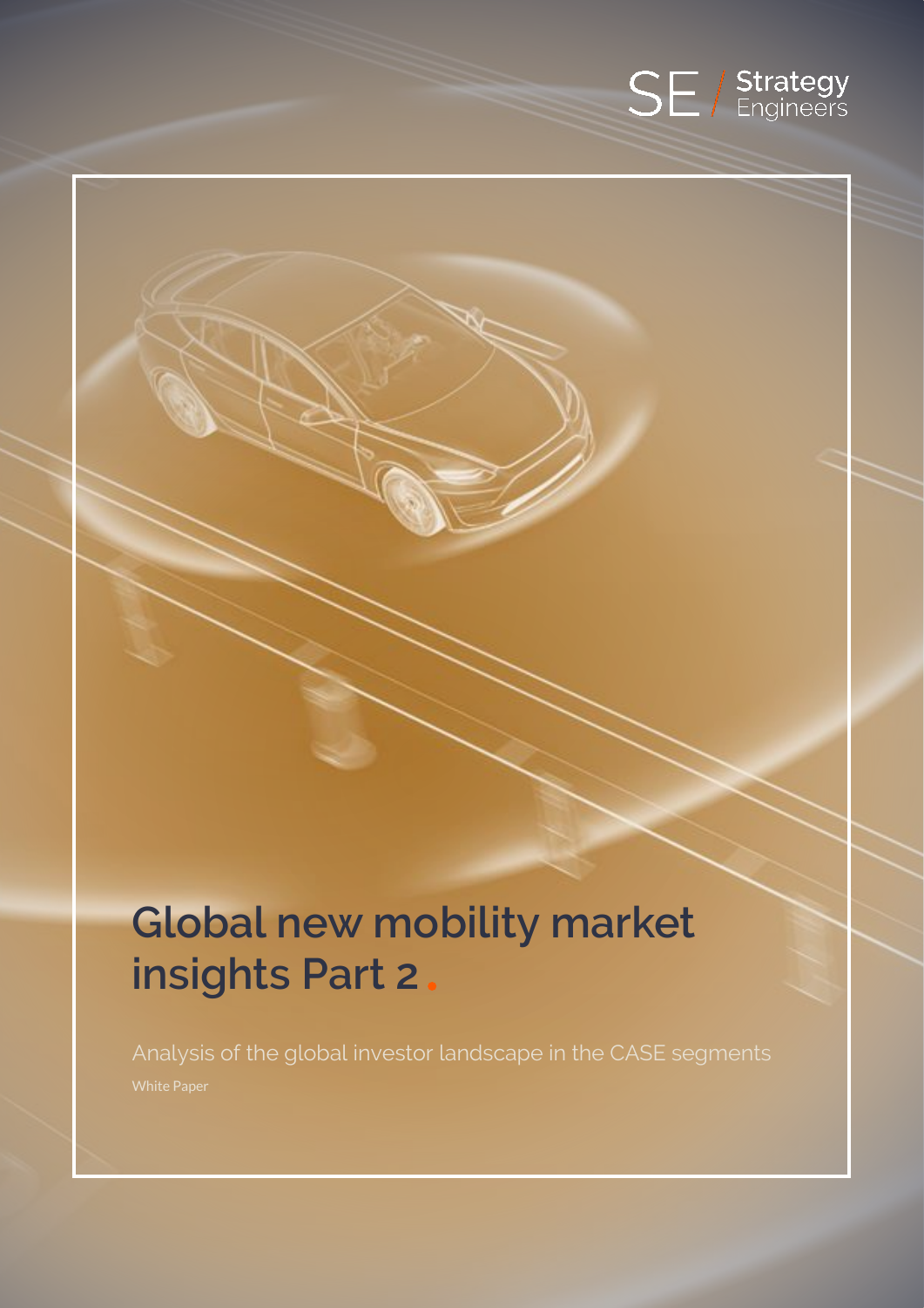SE / Strategy Engineers

# Global new mobility market insights Part 2.

Analysis of the global investor landscape in the CASE segments

White Paper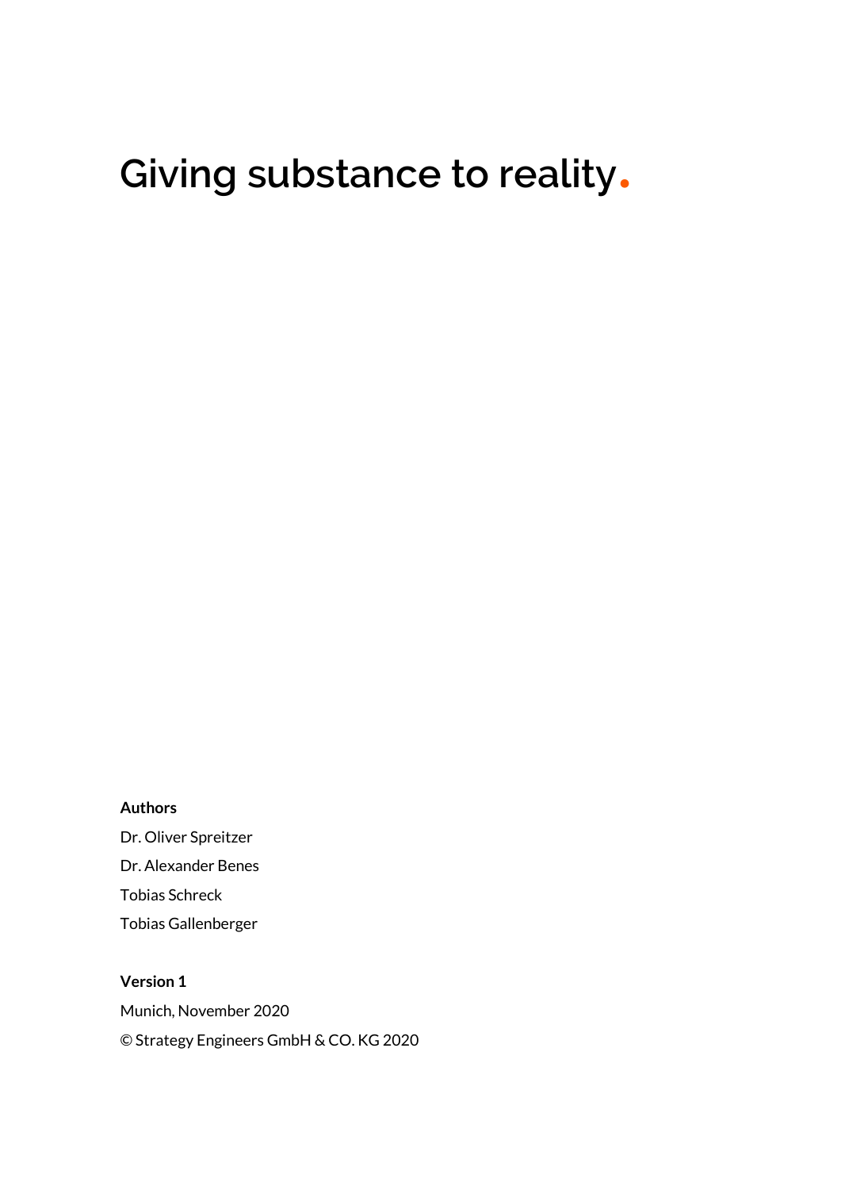# Giving substance to reality.

**Authors**

Dr. Oliver Spreitzer

Dr. Alexander Benes

Tobias Schreck

Tobias Gallenberger

**Version 1**

Munich, November 2020

© Strategy Engineers GmbH & CO. KG 2020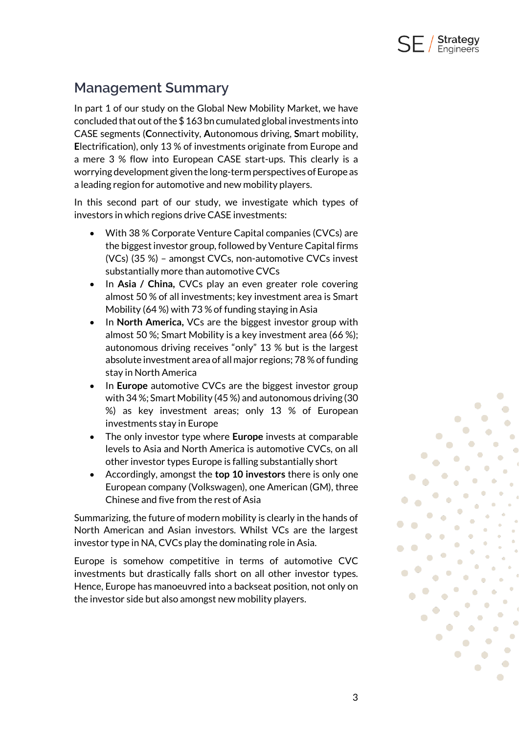## Management Summary

In part 1 of our study on the Global New Mobility Market, we have concluded that out of the $ 163 bn cumulated global investments into CASE segments (**C**onnectivity, **A**utonomous driving, **S**mart mobility, **E**lectrification), only 13 % of investments originate from Europe and a mere 3 % flow into European CASE start-ups. This clearly is a worrying development given the long-term perspectives of Europe as a leading region for automotive and new mobility players.

In this second part of our study, we investigate which types of investors in which regions drive CASE investments:

- With 38 % Corporate Venture Capital companies (CVCs) are the biggest investor group, followed by Venture Capital firms (VCs) (35 %) – amongst CVCs, non-automotive CVCs invest substantially more than automotive CVCs
- In **Asia / China,** CVCs play an even greater role covering almost 50 % of all investments; key investment area is Smart Mobility (64 %) with 73 % of funding staying in Asia
- In **North America,** VCs are the biggest investor group with almost 50 %; Smart Mobility is a key investment area (66 %); autonomous driving receives "only" 13 % but is the largest absolute investment area of all major regions; 78 % of funding stay in North America
- In **Europe** automotive CVCs are the biggest investor group with 34 %; Smart Mobility (45 %) and autonomous driving (30 %) as key investment areas; only 13 % of European investments stay in Europe
- The only investor type where **Europe** invests at comparable levels to Asia and North America is automotive CVCs, on all other investor types Europe is falling substantially short
- Accordingly, amongst the **top 10 investors** there is only one European company (Volkswagen), one American (GM), three Chinese and five from the rest of Asia

Summarizing, the future of modern mobility is clearly in the hands of North American and Asian investors. Whilst VCs are the largest investor type in NA, CVCs play the dominating role in Asia.

Europe is somehow competitive in terms of automotive CVC investments but drastically falls short on all other investor types. Hence, Europe has manoeuvred into a backseat position, not only on the investor side but also amongst new mobility players.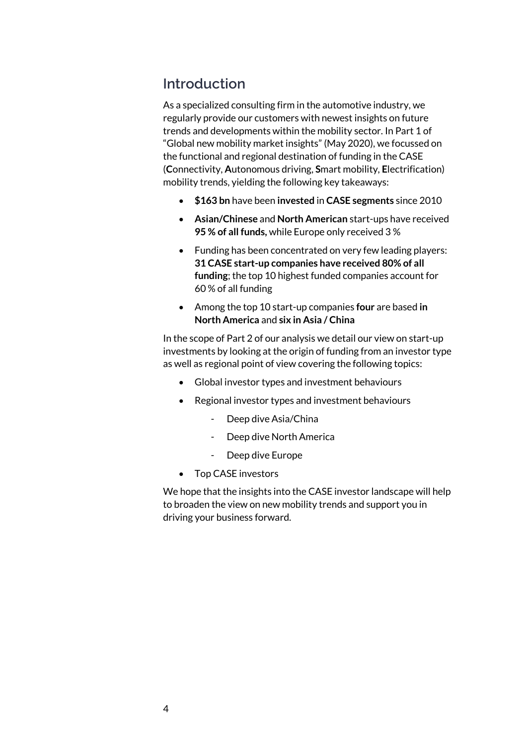## Introduction

As a specialized consulting firm in the automotive industry, we regularly provide our customers with newest insights on future trends and developments within the mobility sector. In Part 1 of "Global new mobility market insights" (May 2020), we focussed on the functional and regional destination of funding in the CASE (**C**onnectivity, **A**utonomous driving, **S**mart mobility, **E**lectrification) mobility trends, yielding the following key takeaways:

- **$163 bn** have been **invested** in **CASE segments** since 2010
- **Asian/Chinese** and **North American** start-ups have received **95 % of all funds,** while Europe only received 3 %
- Funding has been concentrated on very few leading players: **31 CASE start-up companies have received 80% of all funding**; the top 10 highest funded companies account for 60 % of all funding
- Among the top 10 start-up companies **four** are based **in North America** and **six in Asia / China**

In the scope of Part 2 of our analysis we detail our view on start-up investments by looking at the origin of funding from an investor type as well as regional point of view covering the following topics:

- Global investor types and investment behaviours
- Regional investor types and investment behaviours
    - Deep dive Asia/China
    - Deep dive North America
    - Deep dive Europe
- Top CASE investors

We hope that the insights into the CASE investor landscape will help to broaden the view on new mobility trends and support you in driving your business forward.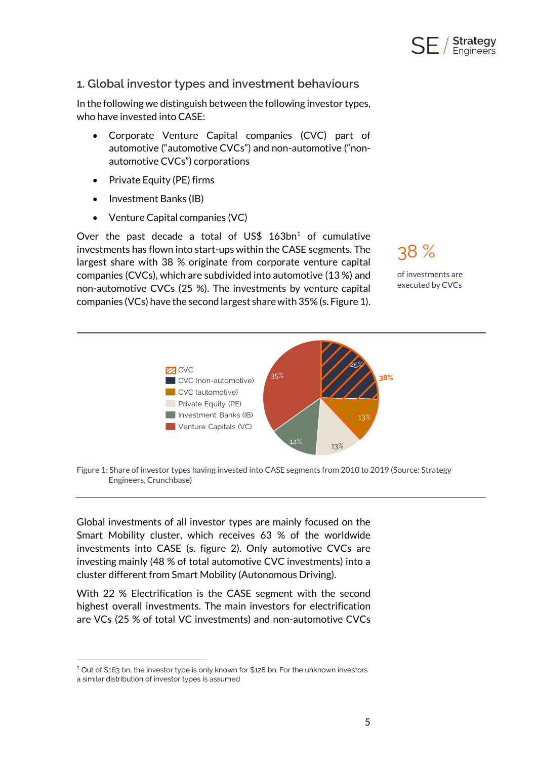## 1. Global investor types and investment behaviours

In the following we distinguish between the following investor types, who have invested into CASE:

- Corporate Venture Capital companies (CVC) part of automotive ("automotive CVCs") and non-automotive ("non-automotive CVCs") corporations
- Private Equity (PE) firms
- Investment Banks (IB)
- Venture Capital companies (VC)

Over the past decade a total of US$ 163bn[1] of cumulative investments has flown into start-ups within the CASE segments. The largest share with 38 % originate from corporate venture capital companies (CVCs), which are subdivided into automotive (13 %) and non-automotive CVCs (25 %). The investments by venture capital companies (VCs) have the second largest share with 35% (s. Figure 1).

38 %

of investments are executed by CVCs

| Investor type | Share |
|---|---|
| CVC | 38% |
| CVC (non-automotive) | 25% |
| CVC (automotive) | 13% |
| Private Equity (PE) | 13% |
| Investment Banks (IB) | 14% |
| Venture Capitals (VC) | 35% |

Figure 1: Share of investor types having invested into CASE segments from 2010 to 2019 (Source: Strategy Engineers, Crunchbase)

Global investments of all investor types are mainly focused on the Smart Mobility cluster, which receives 63 % of the worldwide investments into CASE (s. figure 2). Only automotive CVCs are investing mainly (48 % of total automotive CVC investments) into a cluster different from Smart Mobility (Autonomous Driving).

With 22 % Electrification is the CASE segment with the second highest overall investments. The main investors for electrification are VCs (25 % of total VC investments) and non-automotive CVCs

[1] Out of $163 bn, the investor type is only known for $128 bn. For the unknown investors a similar distribution of investor types is assumed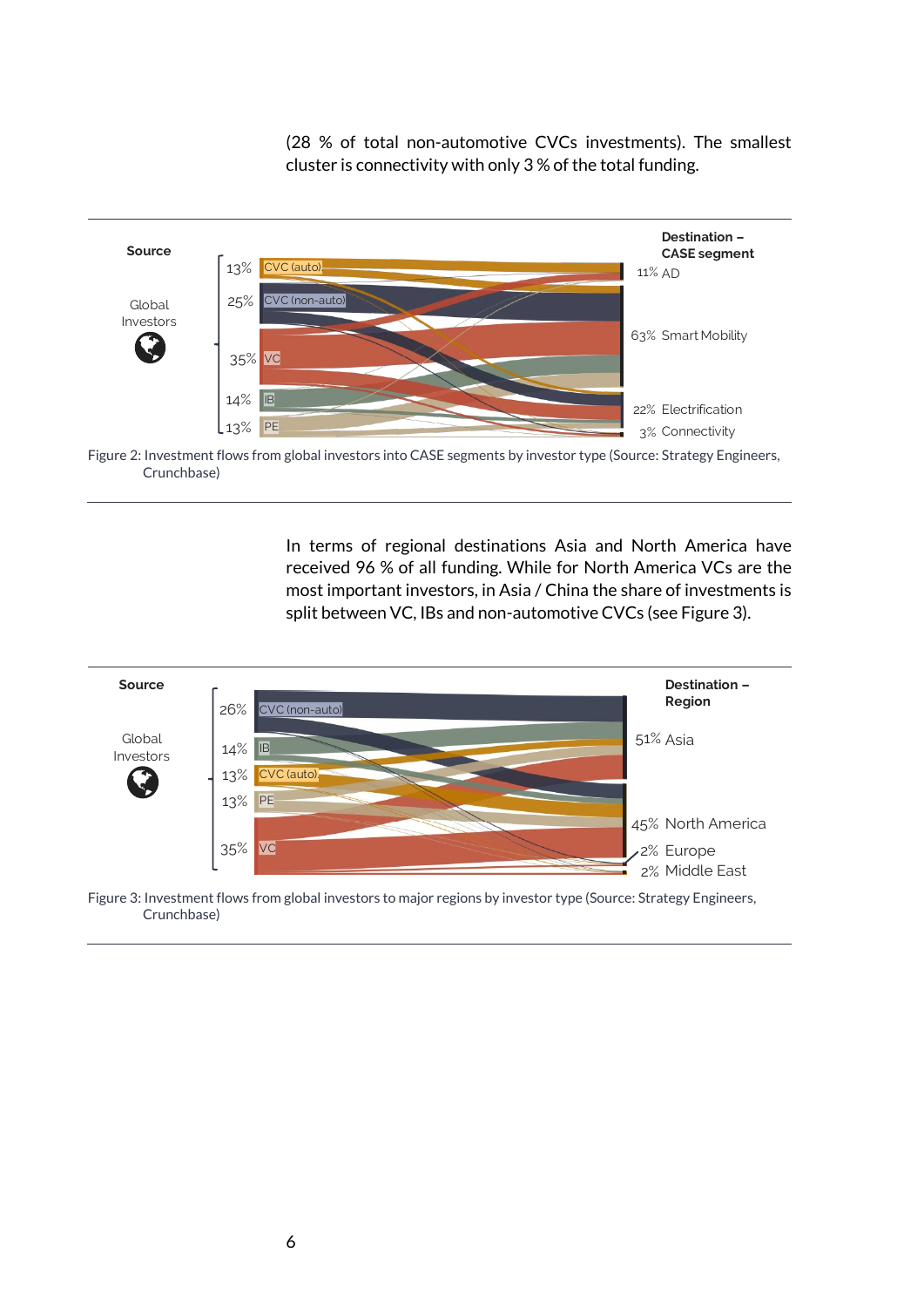(28 % of total non-automotive CVCs investments). The smallest cluster is connectivity with only 3 % of the total funding.

Figure 2: Investment flows from global investors into CASE segments by investor type (Source: Strategy Engineers, Crunchbase)

In terms of regional destinations Asia and North America have received 96 % of all funding. While for North America VCs are the most important investors, in Asia / China the share of investments is split between VC, IBs and non-automotive CVCs (see Figure 3).

Figure 3: Investment flows from global investors to major regions by investor type (Source: Strategy Engineers, Crunchbase)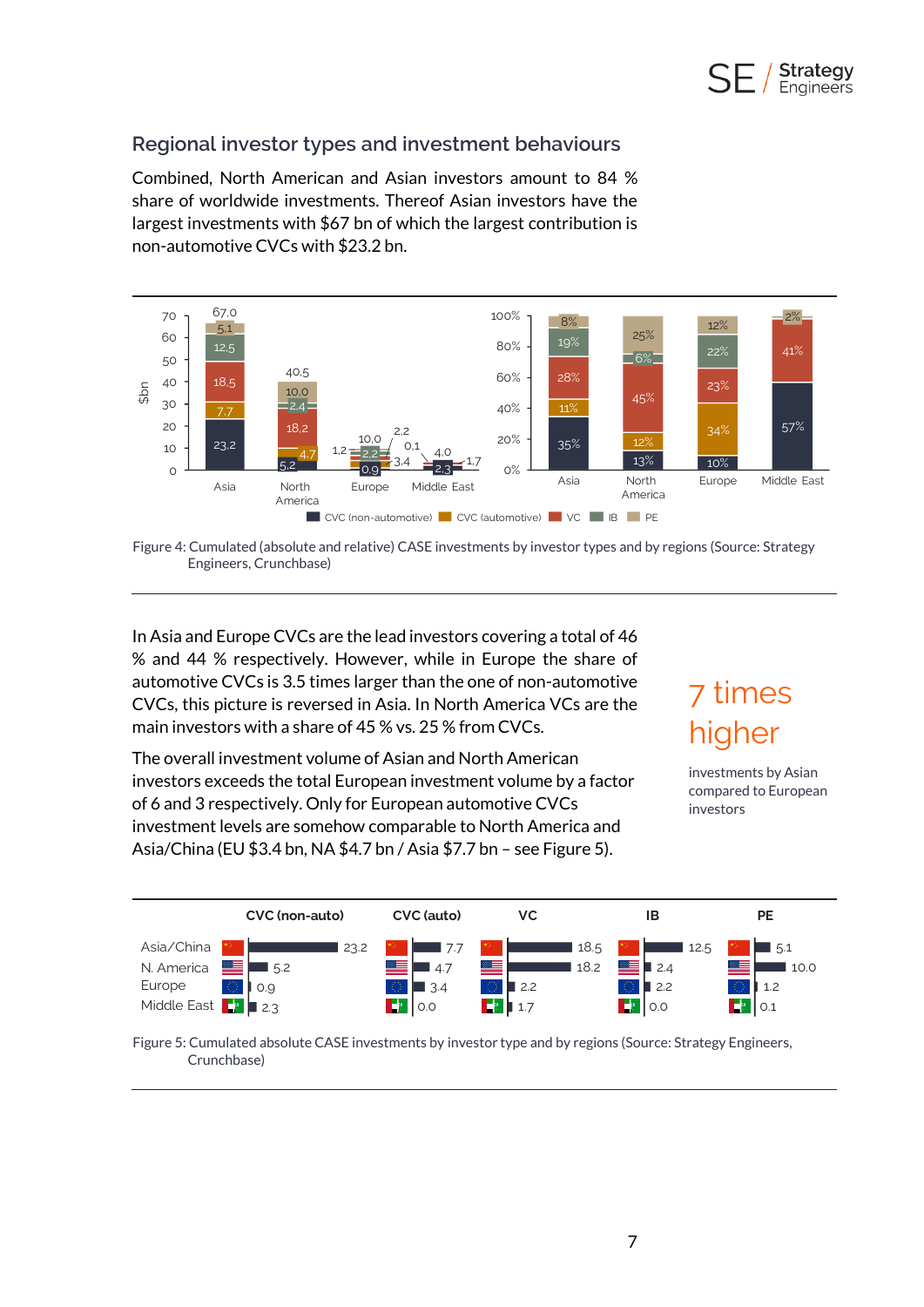## Regional investor types and investment behaviours

Combined, North American and Asian investors amount to 84 % share of worldwide investments. Thereof Asian investors have the largest investments with $67 bn of which the largest contribution is non-automotive CVCs with $23.2 bn.

Figure 4: Cumulated (absolute and relative) CASE investments by investor types and by regions (Source: Strategy Engineers, Crunchbase)

In Asia and Europe CVCs are the lead investors covering a total of 46 % and 44 % respectively. However, while in Europe the share of automotive CVCs is 3.5 times larger than the one of non-automotive CVCs, this picture is reversed in Asia. In North America VCs are the main investors with a share of 45 % vs. 25 % from CVCs.

The overall investment volume of Asian and North American investors exceeds the total European investment volume by a factor of 6 and 3 respectively. Only for European automotive CVCs investment levels are somehow comparable to North America and Asia/China (EU $3.4 bn, NA $4.7 bn / Asia $7.7 bn – see Figure 5).

**7 times higher**

investments by Asian compared to European investors

| | CVC (non-auto) | CVC (auto) | VC | IB | PE |
|---|---|---|---|---|---|
| Asia/China | 23.2 | 7.7 | 18.5 | 12.5 | 5.1 |
| N. America | 5.2 | 4.7 | 18.2 | 2.4 | 10.0 |
| Europe | 0.9 | 3.4 | 2.2 | 2.2 | 1.2 |
| Middle East | 2.3 | 0.0 | 1.7 | 0.0 | 0.1 |

Figure 5: Cumulated absolute CASE investments by investor type and by regions (Source: Strategy Engineers, Crunchbase)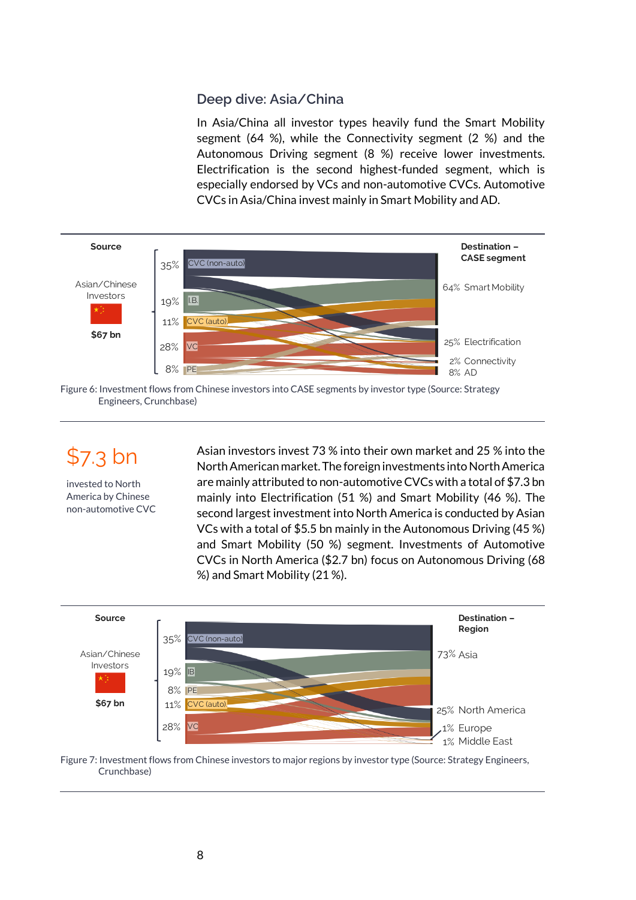## Deep dive: Asia/China

In Asia/China all investor types heavily fund the Smart Mobility segment (64 %), while the Connectivity segment (2 %) and the Autonomous Driving segment (8 %) receive lower investments. Electrification is the second highest-funded segment, which is especially endorsed by VCs and non-automotive CVCs. Automotive CVCs in Asia/China invest mainly in Smart Mobility and AD.

Figure 6: Investment flows from Chinese investors into CASE segments by investor type (Source: Strategy Engineers, Crunchbase)

**$7.3 bn**

invested to North America by Chinese non-automotive CVC

Asian investors invest 73 % into their own market and 25 % into the North American market. The foreign investments into North America are mainly attributed to non-automotive CVCs with a total of $7.3 bn mainly into Electrification (51 %) and Smart Mobility (46 %). The second largest investment into North America is conducted by Asian VCs with a total of $5.5 bn mainly in the Autonomous Driving (45 %) and Smart Mobility (50 %) segment. Investments of Automotive CVCs in North America ($2.7 bn) focus on Autonomous Driving (68 %) and Smart Mobility (21 %).

Figure 7: Investment flows from Chinese investors to major regions by investor type (Source: Strategy Engineers, Crunchbase)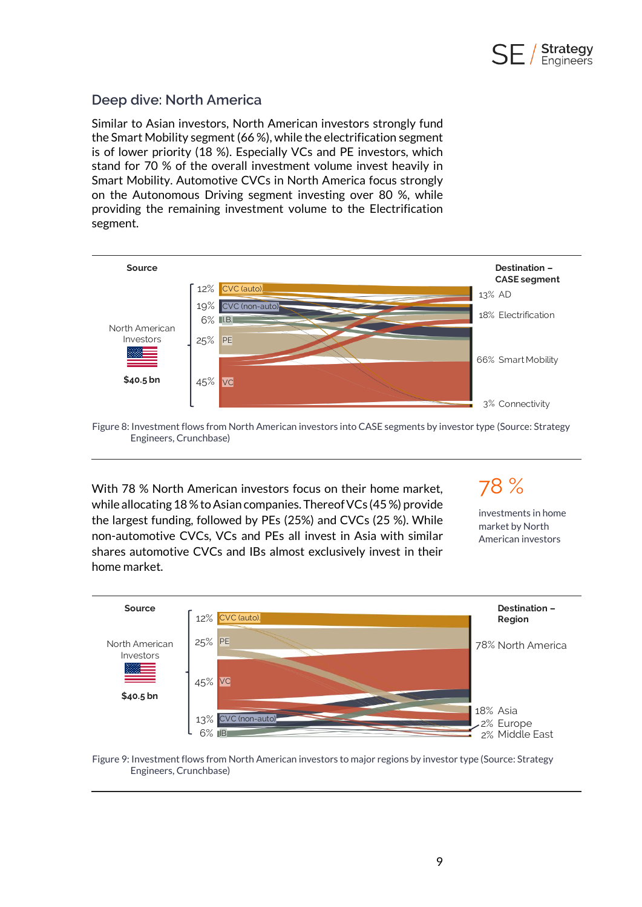## Deep dive: North America

Similar to Asian investors, North American investors strongly fund the Smart Mobility segment (66 %), while the electrification segment is of lower priority (18 %). Especially VCs and PE investors, which stand for 70 % of the overall investment volume invest heavily in Smart Mobility. Automotive CVCs in North America focus strongly on the Autonomous Driving segment investing over 80 %, while providing the remaining investment volume to the Electrification segment.

Source: North American Investors, $40.5 bn — 12% CVC (auto), 19% CVC (non-auto), 6% I.B., 25% PE, 45% VC

Destination – CASE segment: 13% AD, 18% Electrification, 66% Smart Mobility, 3% Connectivity

Figure 8: Investment flows from North American investors into CASE segments by investor type (Source: Strategy Engineers, Crunchbase)

With 78 % North American investors focus on their home market, while allocating 18 % to Asian companies. Thereof VCs (45 %) provide the largest funding, followed by PEs (25%) and CVCs (25 %). While non-automotive CVCs, VCs and PEs all invest in Asia with similar shares automotive CVCs and IBs almost exclusively invest in their home market.

**78 %**

investments in home market by North American investors

Source: North American Investors, $40.5 bn — 12% CVC (auto), 25% PE, 45% VC, 13% CVC (non-auto), 6% IB

Destination – Region: 78% North America, 18% Asia, 2% Europe, 2% Middle East

Figure 9: Investment flows from North American investors to major regions by investor type (Source: Strategy Engineers, Crunchbase)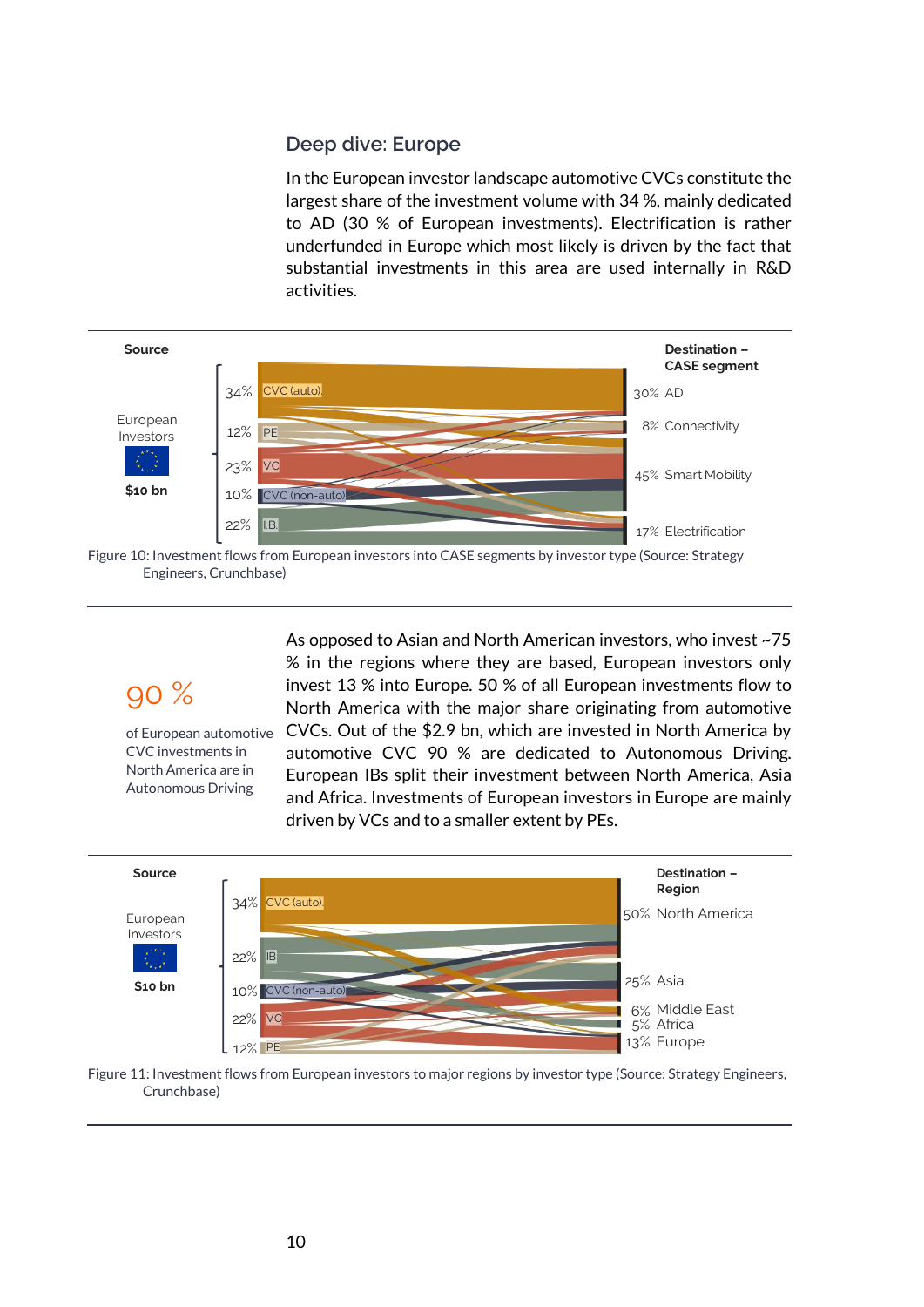## Deep dive: Europe

In the European investor landscape automotive CVCs constitute the largest share of the investment volume with 34 %, mainly dedicated to AD (30 % of European investments). Electrification is rather underfunded in Europe which most likely is driven by the fact that substantial investments in this area are used internally in R&D activities.

Figure 10: Investment flows from European investors into CASE segments by investor type (Source: Strategy Engineers, Crunchbase)

90 %

of European automotive CVC investments in North America are in Autonomous Driving

As opposed to Asian and North American investors, who invest ~75 % in the regions where they are based, European investors only invest 13 % into Europe. 50 % of all European investments flow to North America with the major share originating from automotive CVCs. Out of the $2.9 bn, which are invested in North America by automotive CVC 90 % are dedicated to Autonomous Driving. European IBs split their investment between North America, Asia and Africa. Investments of European investors in Europe are mainly driven by VCs and to a smaller extent by PEs.

Figure 11: Investment flows from European investors to major regions by investor type (Source: Strategy Engineers, Crunchbase)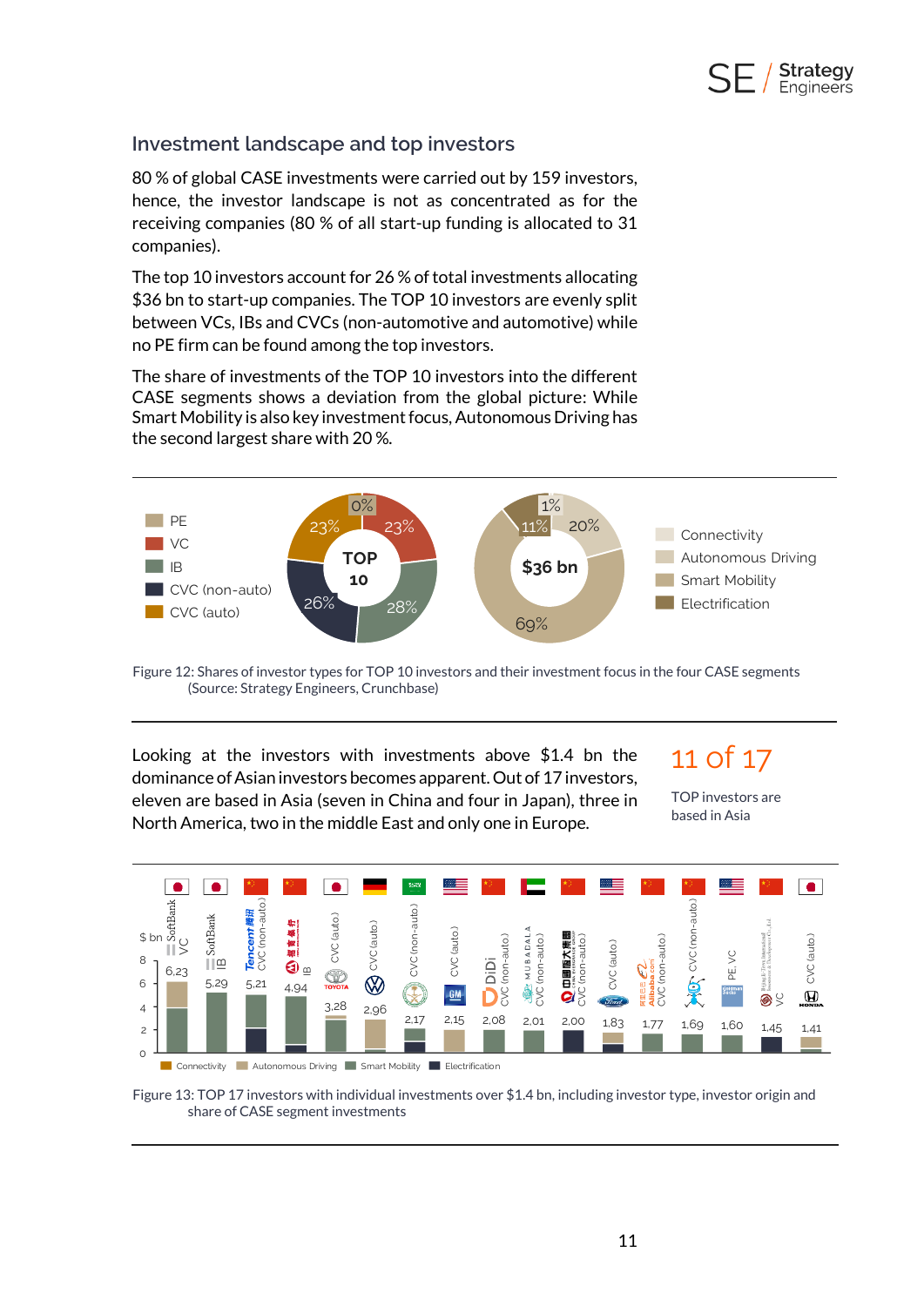## Investment landscape and top investors

80 % of global CASE investments were carried out by 159 investors, hence, the investor landscape is not as concentrated as for the receiving companies (80 % of all start-up funding is allocated to 31 companies).

The top 10 investors account for 26 % of total investments allocating $36 bn to start-up companies. The TOP 10 investors are evenly split between VCs, IBs and CVCs (non-automotive and automotive) while no PE firm can be found among the top investors.

The share of investments of the TOP 10 investors into the different CASE segments shows a deviation from the global picture: While Smart Mobility is also key investment focus, Autonomous Driving has the second largest share with 20 %.

Figure 12: Shares of investor types for TOP 10 investors and their investment focus in the four CASE segments (Source: Strategy Engineers, Crunchbase)

Looking at the investors with investments above $1.4 bn the dominance of Asian investors becomes apparent. Out of 17 investors, eleven are based in Asia (seven in China and four in Japan), three in North America, two in the middle East and only one in Europe.

**11 of 17**

TOP investors are based in Asia

Figure 13: TOP 17 investors with individual investments over $1.4 bn, including investor type, investor origin and share of CASE segment investments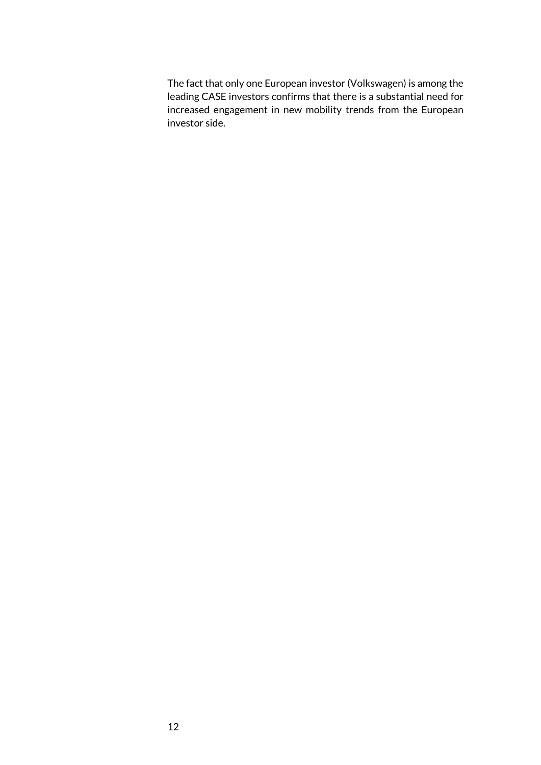The fact that only one European investor (Volkswagen) is among the leading CASE investors confirms that there is a substantial need for increased engagement in new mobility trends from the European investor side.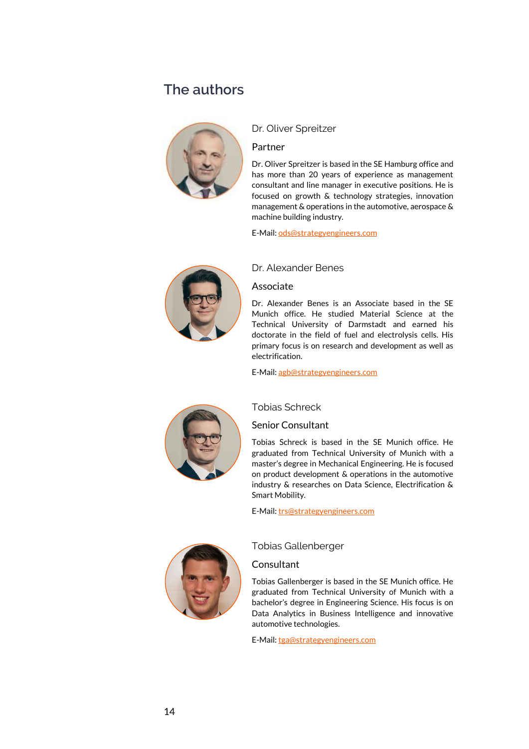# The authors

## Dr. Oliver Spreitzer

### Partner

Dr. Oliver Spreitzer is based in the SE Hamburg office and has more than 20 years of experience as management consultant and line manager in executive positions. He is focused on growth & technology strategies, innovation management & operations in the automotive, aerospace & machine building industry.

E-Mail: ods@strategyengineers.com

## Dr. Alexander Benes

### Associate

Dr. Alexander Benes is an Associate based in the SE Munich office. He studied Material Science at the Technical University of Darmstadt and earned his doctorate in the field of fuel and electrolysis cells. His primary focus is on research and development as well as electrification.

E-Mail: agb@strategyengineers.com

## Tobias Schreck

### Senior Consultant

Tobias Schreck is based in the SE Munich office. He graduated from Technical University of Munich with a master's degree in Mechanical Engineering. He is focused on product development & operations in the automotive industry & researches on Data Science, Electrification & Smart Mobility.

E-Mail: trs@strategyengineers.com

## Tobias Gallenberger

### Consultant

Tobias Gallenberger is based in the SE Munich office. He graduated from Technical University of Munich with a bachelor's degree in Engineering Science. His focus is on Data Analytics in Business Intelligence and innovative automotive technologies.

E-Mail: tga@strategyengineers.com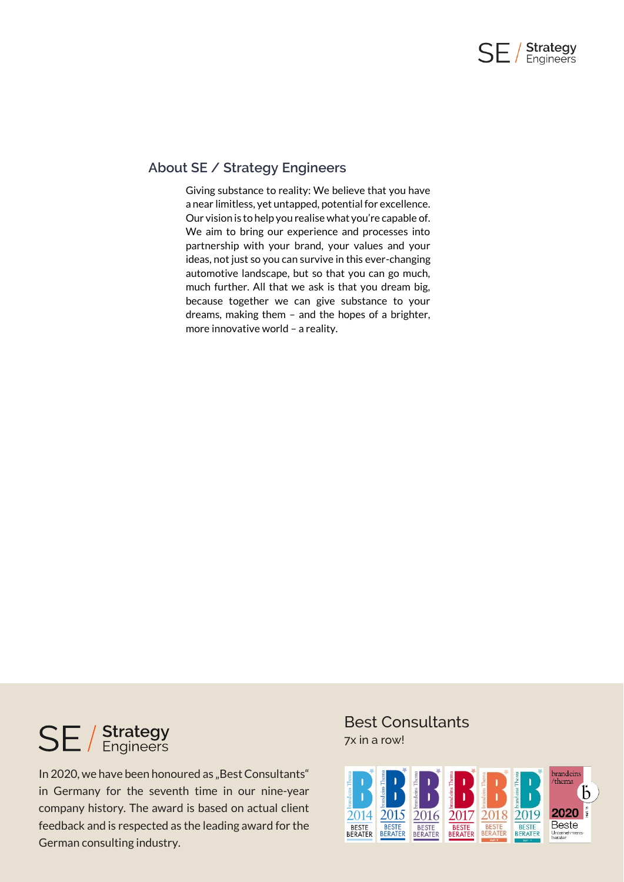## About SE / Strategy Engineers

Giving substance to reality: We believe that you have a near limitless, yet untapped, potential for excellence. Our vision is to help you realise what you're capable of. We aim to bring our experience and processes into partnership with your brand, your values and your ideas, not just so you can survive in this ever-changing automotive landscape, but so that you can go much, much further. All that we ask is that you dream big, because together we can give substance to your dreams, making them – and the hopes of a brighter, more innovative world – a reality.

SE / Strategy Engineers

In 2020, we have been honoured as „Best Consultants" in Germany for the seventh time in our nine-year company history. The award is based on actual client feedback and is respected as the leading award for the German consulting industry.

### Best Consultants

7x in a row!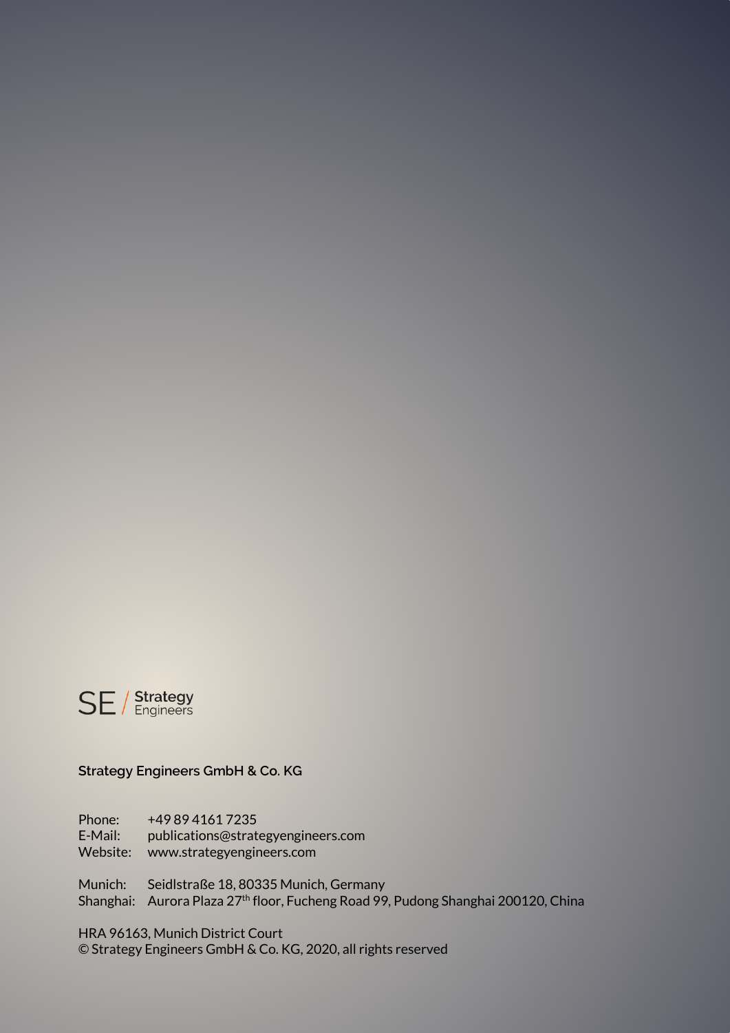SE / Strategy Engineers

**Strategy Engineers GmbH & Co. KG**

Phone: +49 89 4161 7235
E-Mail: publications@strategyengineers.com
Website: www.strategyengineers.com

Munich: Seidlstraße 18, 80335 Munich, Germany
Shanghai: Aurora Plaza 27th floor, Fucheng Road 99, Pudong Shanghai 200120, China

HRA 96163, Munich District Court
© Strategy Engineers GmbH & Co. KG, 2020, all rights reserved